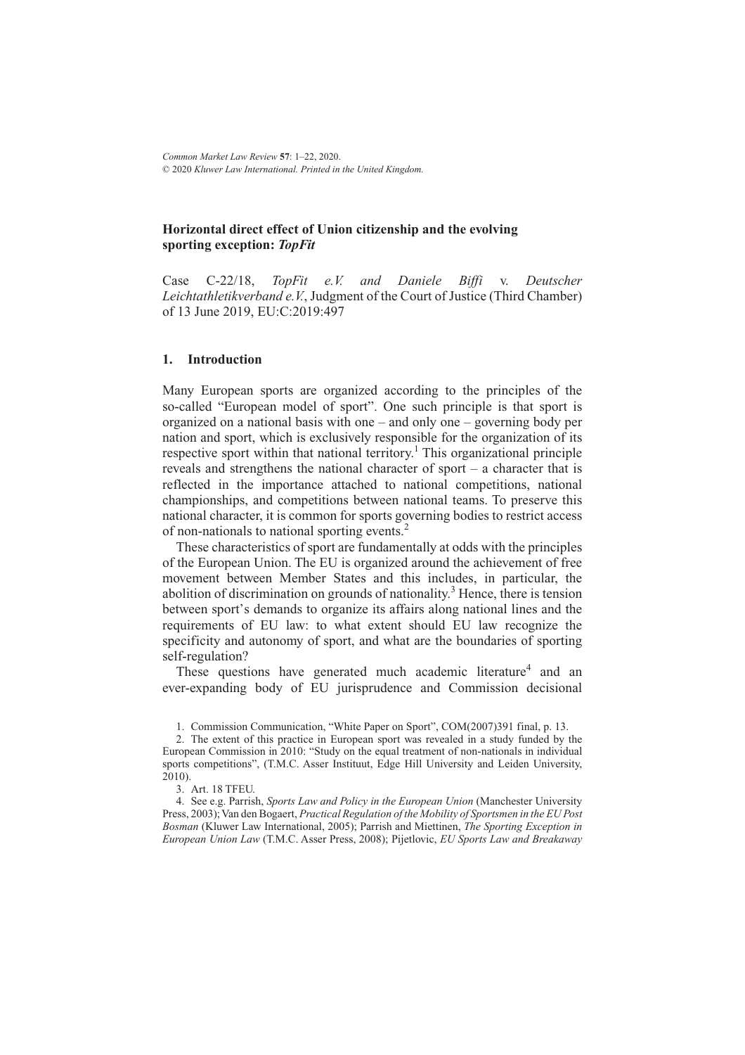# Horizontal direct effect of Union citizenship and the evolving sporting exception: *TopFit*

Case C-22/18, *TopFit e.V. and Daniele Biffi* v. *Deutscher Leichtathletikverband e.V.*, Judgment of the Court of Justice (Third Chamber) of 13 June 2019, EU:C:2019:497

## 1. Introduction

Many European sports are organized according to the principles of the so-called "European model of sport". One such principle is that sport is organized on a national basis with one – and only one – governing body per nation and sport, which is exclusively responsible for the organization of its respective sport within that national territory.[1] This organizational principle reveals and strengthens the national character of sport – a character that is reflected in the importance attached to national competitions, national championships, and competitions between national teams. To preserve this national character, it is common for sports governing bodies to restrict access of non-nationals to national sporting events.[2]

These characteristics of sport are fundamentally at odds with the principles of the European Union. The EU is organized around the achievement of free movement between Member States and this includes, in particular, the abolition of discrimination on grounds of nationality.[3] Hence, there is tension between sport's demands to organize its affairs along national lines and the requirements of EU law: to what extent should EU law recognize the specificity and autonomy of sport, and what are the boundaries of sporting self-regulation?

These questions have generated much academic literature[4] and an ever-expanding body of EU jurisprudence and Commission decisional

1. Commission Communication, "White Paper on Sport", COM(2007)391 final, p. 13.

2. The extent of this practice in European sport was revealed in a study funded by the European Commission in 2010: "Study on the equal treatment of non-nationals in individual sports competitions", (T.M.C. Asser Instituut, Edge Hill University and Leiden University, 2010).

3. Art. 18 TFEU.

4. See e.g. Parrish, *Sports Law and Policy in the European Union* (Manchester University Press, 2003); Van den Bogaert, *Practical Regulation of the Mobility of Sportsmen in the EU Post Bosman* (Kluwer Law International, 2005); Parrish and Miettinen, *The Sporting Exception in European Union Law* (T.M.C. Asser Press, 2008); Pijetlovic, *EU Sports Law and Breakaway*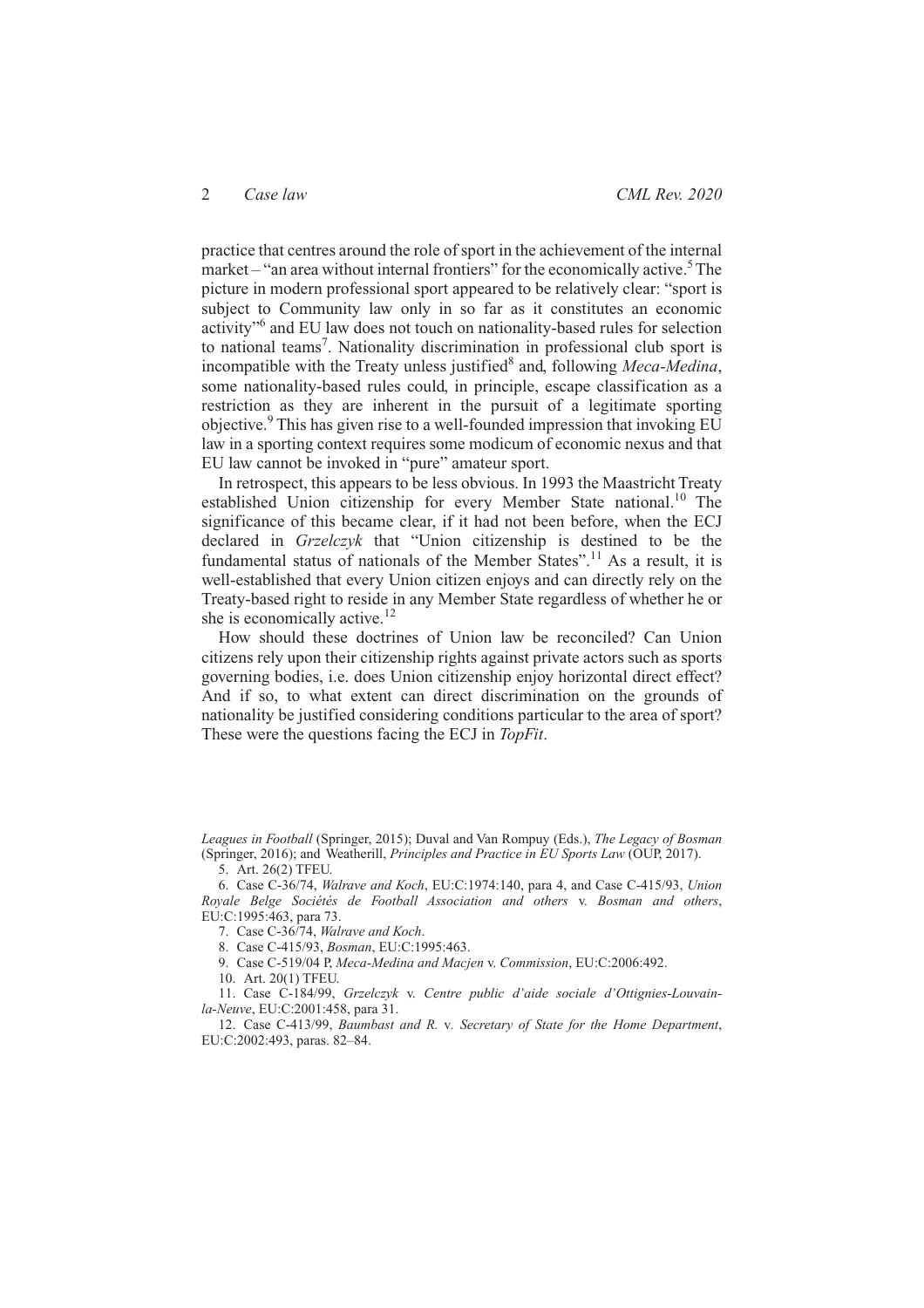practice that centres around the role of sport in the achievement of the internal market – "an area without internal frontiers" for the economically active.[5] The picture in modern professional sport appeared to be relatively clear: "sport is subject to Community law only in so far as it constitutes an economic activity"[6] and EU law does not touch on nationality-based rules for selection to national teams[7]. Nationality discrimination in professional club sport is incompatible with the Treaty unless justified[8] and, following *Meca-Medina*, some nationality-based rules could, in principle, escape classification as a restriction as they are inherent in the pursuit of a legitimate sporting objective.[9] This has given rise to a well-founded impression that invoking EU law in a sporting context requires some modicum of economic nexus and that EU law cannot be invoked in "pure" amateur sport.

In retrospect, this appears to be less obvious. In 1993 the Maastricht Treaty established Union citizenship for every Member State national.[10] The significance of this became clear, if it had not been before, when the ECJ declared in *Grzelczyk* that "Union citizenship is destined to be the fundamental status of nationals of the Member States".[11] As a result, it is well-established that every Union citizen enjoys and can directly rely on the Treaty-based right to reside in any Member State regardless of whether he or she is economically active.[12]

How should these doctrines of Union law be reconciled? Can Union citizens rely upon their citizenship rights against private actors such as sports governing bodies, i.e. does Union citizenship enjoy horizontal direct effect? And if so, to what extent can direct discrimination on the grounds of nationality be justified considering conditions particular to the area of sport? These were the questions facing the ECJ in *TopFit*.

---

*Leagues in Football* (Springer, 2015); Duval and Van Rompuy (Eds.), *The Legacy of Bosman* (Springer, 2016); and Weatherill, *Principles and Practice in EU Sports Law* (OUP, 2017).

5. Art. 26(2) TFEU.

6. Case C-36/74, *Walrave and Koch*, EU:C:1974:140, para 4, and Case C-415/93, *Union Royale Belge Sociétés de Football Association and others* v. *Bosman and others*, EU:C:1995:463, para 73.

7. Case C-36/74, *Walrave and Koch*.

8. Case C-415/93, *Bosman*, EU:C:1995:463.

9. Case C-519/04 P, *Meca-Medina and Macjen* v. *Commission*, EU:C:2006:492.

10. Art. 20(1) TFEU.

11. Case C-184/99, *Grzelczyk* v. *Centre public d'aide sociale d'Ottignies-Louvain-la-Neuve*, EU:C:2001:458, para 31.

12. Case C-413/99, *Baumbast and R.* v. *Secretary of State for the Home Department*, EU:C:2002:493, paras. 82–84.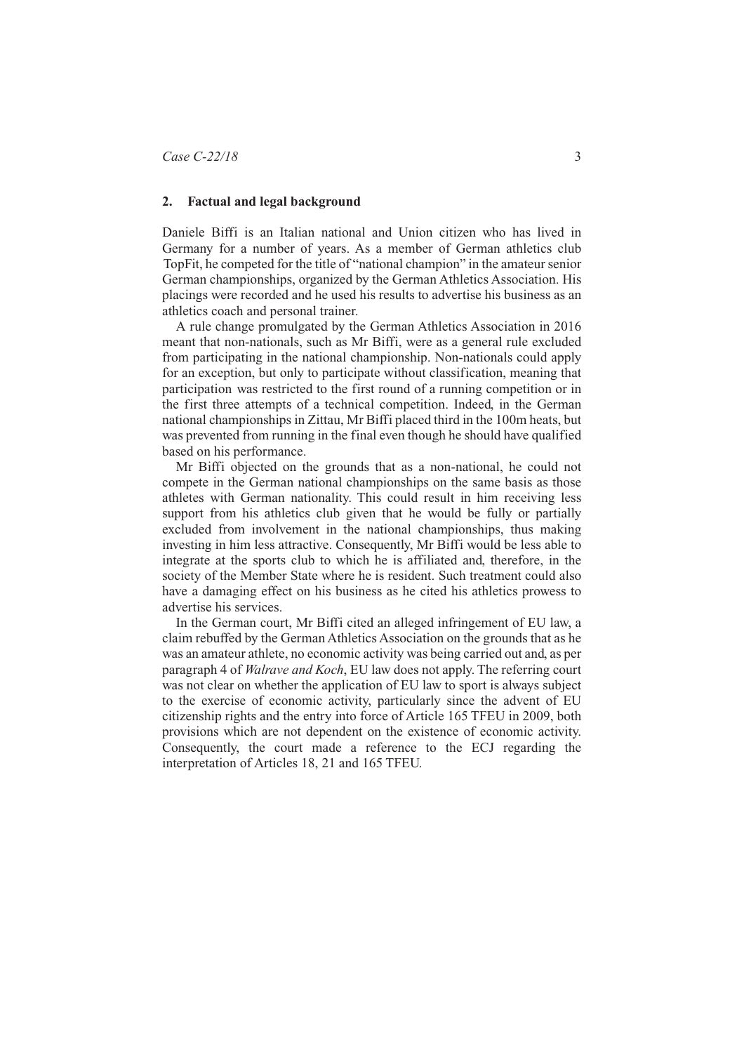## 2. Factual and legal background

Daniele Biffi is an Italian national and Union citizen who has lived in Germany for a number of years. As a member of German athletics club TopFit, he competed for the title of "national champion" in the amateur senior German championships, organized by the German Athletics Association. His placings were recorded and he used his results to advertise his business as an athletics coach and personal trainer.

A rule change promulgated by the German Athletics Association in 2016 meant that non-nationals, such as Mr Biffi, were as a general rule excluded from participating in the national championship. Non-nationals could apply for an exception, but only to participate without classification, meaning that participation was restricted to the first round of a running competition or in the first three attempts of a technical competition. Indeed, in the German national championships in Zittau, Mr Biffi placed third in the 100m heats, but was prevented from running in the final even though he should have qualified based on his performance.

Mr Biffi objected on the grounds that as a non-national, he could not compete in the German national championships on the same basis as those athletes with German nationality. This could result in him receiving less support from his athletics club given that he would be fully or partially excluded from involvement in the national championships, thus making investing in him less attractive. Consequently, Mr Biffi would be less able to integrate at the sports club to which he is affiliated and, therefore, in the society of the Member State where he is resident. Such treatment could also have a damaging effect on his business as he cited his athletics prowess to advertise his services.

In the German court, Mr Biffi cited an alleged infringement of EU law, a claim rebuffed by the German Athletics Association on the grounds that as he was an amateur athlete, no economic activity was being carried out and, as per paragraph 4 of *Walrave and Koch*, EU law does not apply. The referring court was not clear on whether the application of EU law to sport is always subject to the exercise of economic activity, particularly since the advent of EU citizenship rights and the entry into force of Article 165 TFEU in 2009, both provisions which are not dependent on the existence of economic activity. Consequently, the court made a reference to the ECJ regarding the interpretation of Articles 18, 21 and 165 TFEU.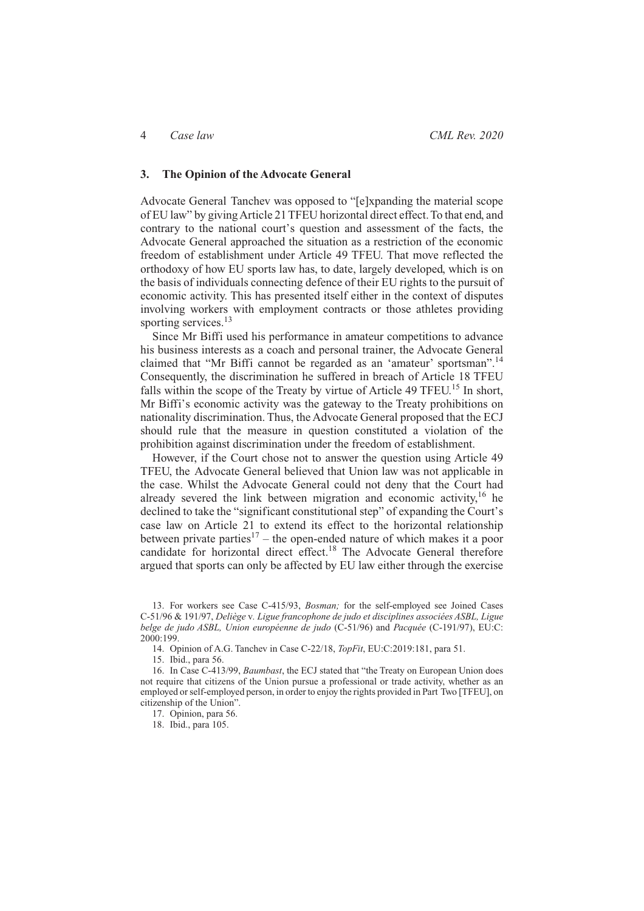### 3. The Opinion of the Advocate General

Advocate General Tanchev was opposed to "[e]xpanding the material scope of EU law" by giving Article 21 TFEU horizontal direct effect. To that end, and contrary to the national court's question and assessment of the facts, the Advocate General approached the situation as a restriction of the economic freedom of establishment under Article 49 TFEU. That move reflected the orthodoxy of how EU sports law has, to date, largely developed, which is on the basis of individuals connecting defence of their EU rights to the pursuit of economic activity. This has presented itself either in the context of disputes involving workers with employment contracts or those athletes providing sporting services.[13]

Since Mr Biffi used his performance in amateur competitions to advance his business interests as a coach and personal trainer, the Advocate General claimed that "Mr Biffi cannot be regarded as an 'amateur' sportsman".[14] Consequently, the discrimination he suffered in breach of Article 18 TFEU falls within the scope of the Treaty by virtue of Article 49 TFEU.[15] In short, Mr Biffi's economic activity was the gateway to the Treaty prohibitions on nationality discrimination. Thus, the Advocate General proposed that the ECJ should rule that the measure in question constituted a violation of the prohibition against discrimination under the freedom of establishment.

However, if the Court chose not to answer the question using Article 49 TFEU, the Advocate General believed that Union law was not applicable in the case. Whilst the Advocate General could not deny that the Court had already severed the link between migration and economic activity,[16] he declined to take the "significant constitutional step" of expanding the Court's case law on Article 21 to extend its effect to the horizontal relationship between private parties[17] – the open-ended nature of which makes it a poor candidate for horizontal direct effect.[18] The Advocate General therefore argued that sports can only be affected by EU law either through the exercise

13. For workers see Case C-415/93, *Bosman;* for the self-employed see Joined Cases C-51/96 & 191/97, *Deliège* v. *Ligue francophone de judo et disciplines associées ASBL, Ligue belge de judo ASBL, Union européenne de judo* (C-51/96) and *Pacquée* (C-191/97), EU:C:2000:199.

14. Opinion of A.G. Tanchev in Case C-22/18, *TopFit*, EU:C:2019:181, para 51.

15. Ibid., para 56.

16. In Case C-413/99, *Baumbast*, the ECJ stated that "the Treaty on European Union does not require that citizens of the Union pursue a professional or trade activity, whether as an employed or self-employed person, in order to enjoy the rights provided in Part Two [TFEU], on citizenship of the Union".

17. Opinion, para 56.

18. Ibid., para 105.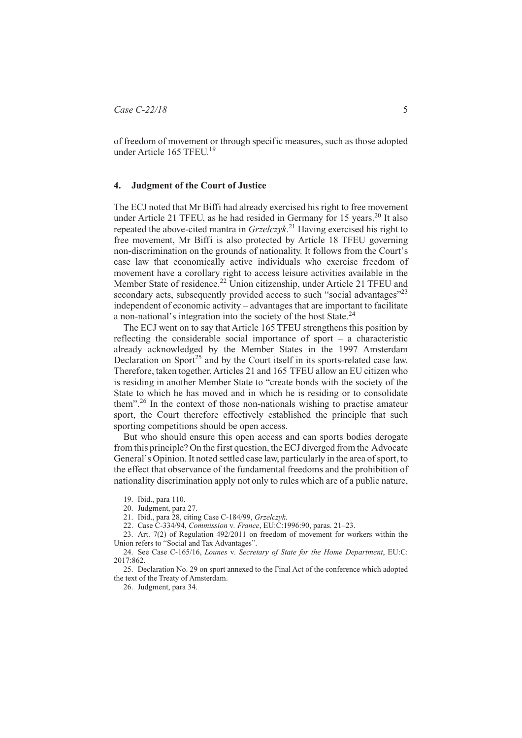of freedom of movement or through specific measures, such as those adopted under Article 165 TFEU.[19]

## 4. Judgment of the Court of Justice

The ECJ noted that Mr Biffi had already exercised his right to free movement under Article 21 TFEU, as he had resided in Germany for 15 years.[20] It also repeated the above-cited mantra in *Grzelczyk*.[21] Having exercised his right to free movement, Mr Biffi is also protected by Article 18 TFEU governing non-discrimination on the grounds of nationality. It follows from the Court's case law that economically active individuals who exercise freedom of movement have a corollary right to access leisure activities available in the Member State of residence.[22] Union citizenship, under Article 21 TFEU and secondary acts, subsequently provided access to such "social advantages"[23] independent of economic activity – advantages that are important to facilitate a non-national's integration into the society of the host State.[24]

The ECJ went on to say that Article 165 TFEU strengthens this position by reflecting the considerable social importance of sport – a characteristic already acknowledged by the Member States in the 1997 Amsterdam Declaration on Sport[25] and by the Court itself in its sports-related case law. Therefore, taken together, Articles 21 and 165 TFEU allow an EU citizen who is residing in another Member State to "create bonds with the society of the State to which he has moved and in which he is residing or to consolidate them".[26] In the context of those non-nationals wishing to practise amateur sport, the Court therefore effectively established the principle that such sporting competitions should be open access.

But who should ensure this open access and can sports bodies derogate from this principle? On the first question, the ECJ diverged from the Advocate General's Opinion. It noted settled case law, particularly in the area of sport, to the effect that observance of the fundamental freedoms and the prohibition of nationality discrimination apply not only to rules which are of a public nature,

19. Ibid., para 110.

20. Judgment, para 27.

21. Ibid., para 28, citing Case C-184/99, *Grzelczyk*.

22. Case C-334/94, *Commission* v. *France*, EU:C:1996:90, paras. 21–23.

23. Art. 7(2) of Regulation 492/2011 on freedom of movement for workers within the Union refers to "Social and Tax Advantages".

24. See Case C-165/16, *Lounes* v. *Secretary of State for the Home Department*, EU:C: 2017:862.

25. Declaration No. 29 on sport annexed to the Final Act of the conference which adopted the text of the Treaty of Amsterdam.

26. Judgment, para 34.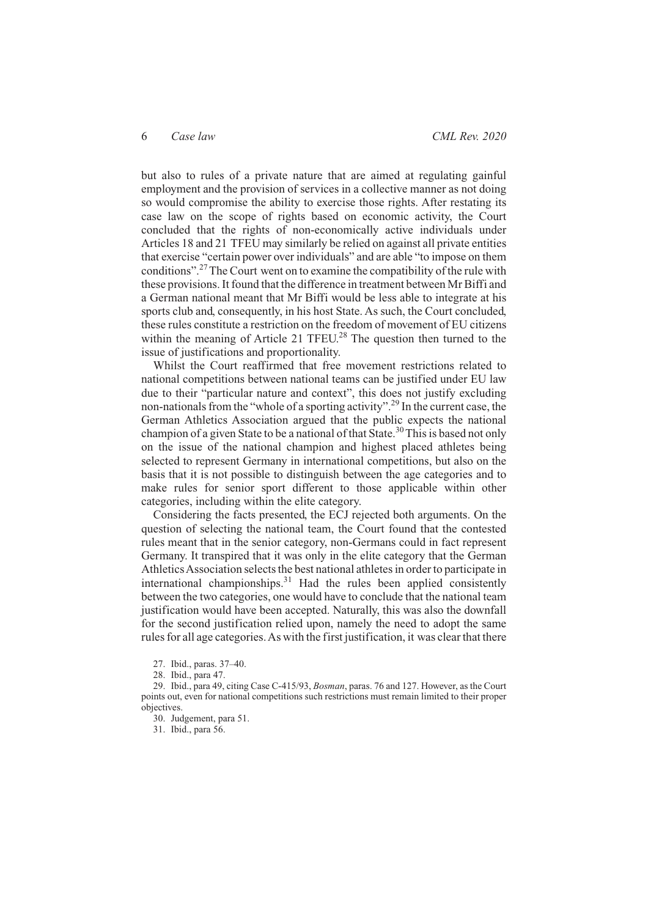but also to rules of a private nature that are aimed at regulating gainful employment and the provision of services in a collective manner as not doing so would compromise the ability to exercise those rights. After restating its case law on the scope of rights based on economic activity, the Court concluded that the rights of non-economically active individuals under Articles 18 and 21 TFEU may similarly be relied on against all private entities that exercise "certain power over individuals" and are able "to impose on them conditions".[27] The Court went on to examine the compatibility of the rule with these provisions. It found that the difference in treatment between Mr Biffi and a German national meant that Mr Biffi would be less able to integrate at his sports club and, consequently, in his host State. As such, the Court concluded, these rules constitute a restriction on the freedom of movement of EU citizens within the meaning of Article 21 TFEU.[28] The question then turned to the issue of justifications and proportionality.

Whilst the Court reaffirmed that free movement restrictions related to national competitions between national teams can be justified under EU law due to their "particular nature and context", this does not justify excluding non-nationals from the "whole of a sporting activity".[29] In the current case, the German Athletics Association argued that the public expects the national champion of a given State to be a national of that State.[30] This is based not only on the issue of the national champion and highest placed athletes being selected to represent Germany in international competitions, but also on the basis that it is not possible to distinguish between the age categories and to make rules for senior sport different to those applicable within other categories, including within the elite category.

Considering the facts presented, the ECJ rejected both arguments. On the question of selecting the national team, the Court found that the contested rules meant that in the senior category, non-Germans could in fact represent Germany. It transpired that it was only in the elite category that the German Athletics Association selects the best national athletes in order to participate in international championships.[31] Had the rules been applied consistently between the two categories, one would have to conclude that the national team justification would have been accepted. Naturally, this was also the downfall for the second justification relied upon, namely the need to adopt the same rules for all age categories. As with the first justification, it was clear that there

27. Ibid., paras. 37–40.

28. Ibid., para 47.

29. Ibid., para 49, citing Case C-415/93, *Bosman*, paras. 76 and 127. However, as the Court points out, even for national competitions such restrictions must remain limited to their proper objectives.

30. Judgement, para 51.

31. Ibid., para 56.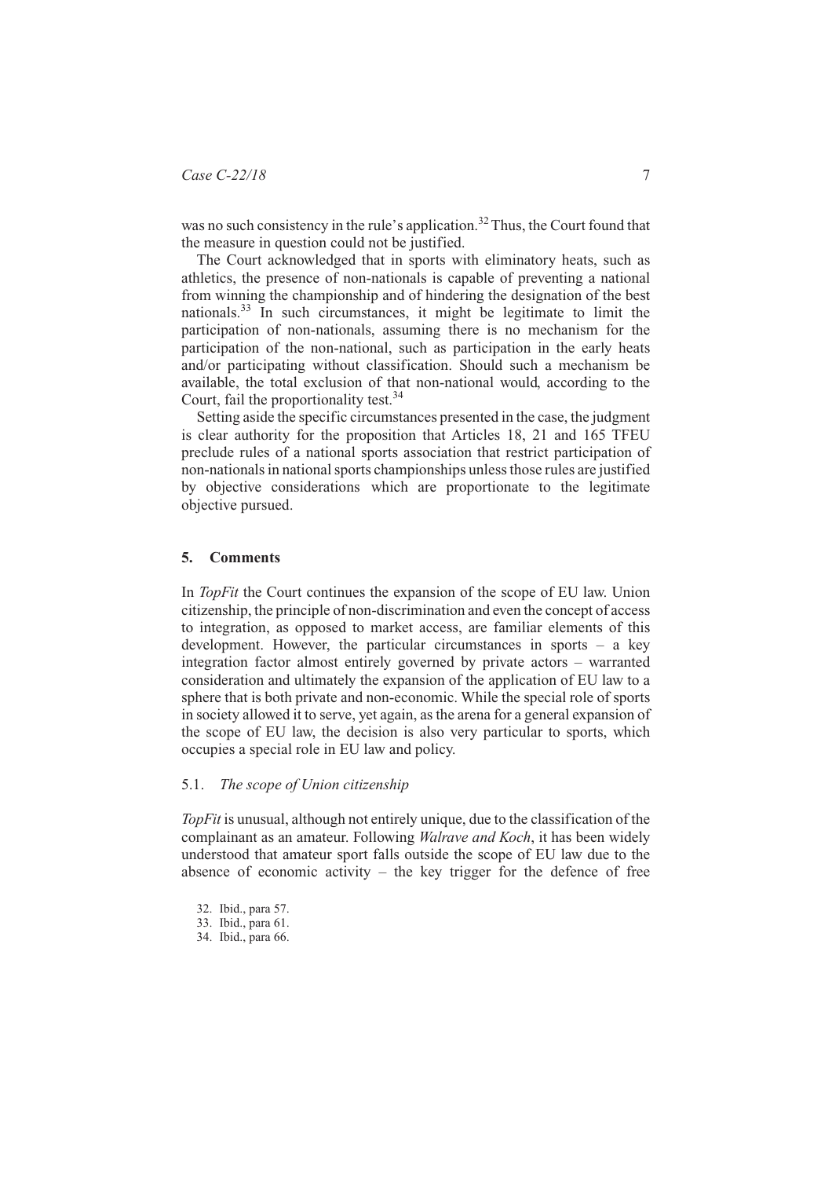was no such consistency in the rule's application.[32] Thus, the Court found that the measure in question could not be justified.

The Court acknowledged that in sports with eliminatory heats, such as athletics, the presence of non-nationals is capable of preventing a national from winning the championship and of hindering the designation of the best nationals.[33] In such circumstances, it might be legitimate to limit the participation of non-nationals, assuming there is no mechanism for the participation of the non-national, such as participation in the early heats and/or participating without classification. Should such a mechanism be available, the total exclusion of that non-national would, according to the Court, fail the proportionality test.[34]

Setting aside the specific circumstances presented in the case, the judgment is clear authority for the proposition that Articles 18, 21 and 165 TFEU preclude rules of a national sports association that restrict participation of non-nationals in national sports championships unless those rules are justified by objective considerations which are proportionate to the legitimate objective pursued.

## 5. Comments

In *TopFit* the Court continues the expansion of the scope of EU law. Union citizenship, the principle of non-discrimination and even the concept of access to integration, as opposed to market access, are familiar elements of this development. However, the particular circumstances in sports – a key integration factor almost entirely governed by private actors – warranted consideration and ultimately the expansion of the application of EU law to a sphere that is both private and non-economic. While the special role of sports in society allowed it to serve, yet again, as the arena for a general expansion of the scope of EU law, the decision is also very particular to sports, which occupies a special role in EU law and policy.

### 5.1. *The scope of Union citizenship*

*TopFit* is unusual, although not entirely unique, due to the classification of the complainant as an amateur. Following *Walrave and Koch*, it has been widely understood that amateur sport falls outside the scope of EU law due to the absence of economic activity – the key trigger for the defence of free

32. Ibid., para 57.
33. Ibid., para 61.
34. Ibid., para 66.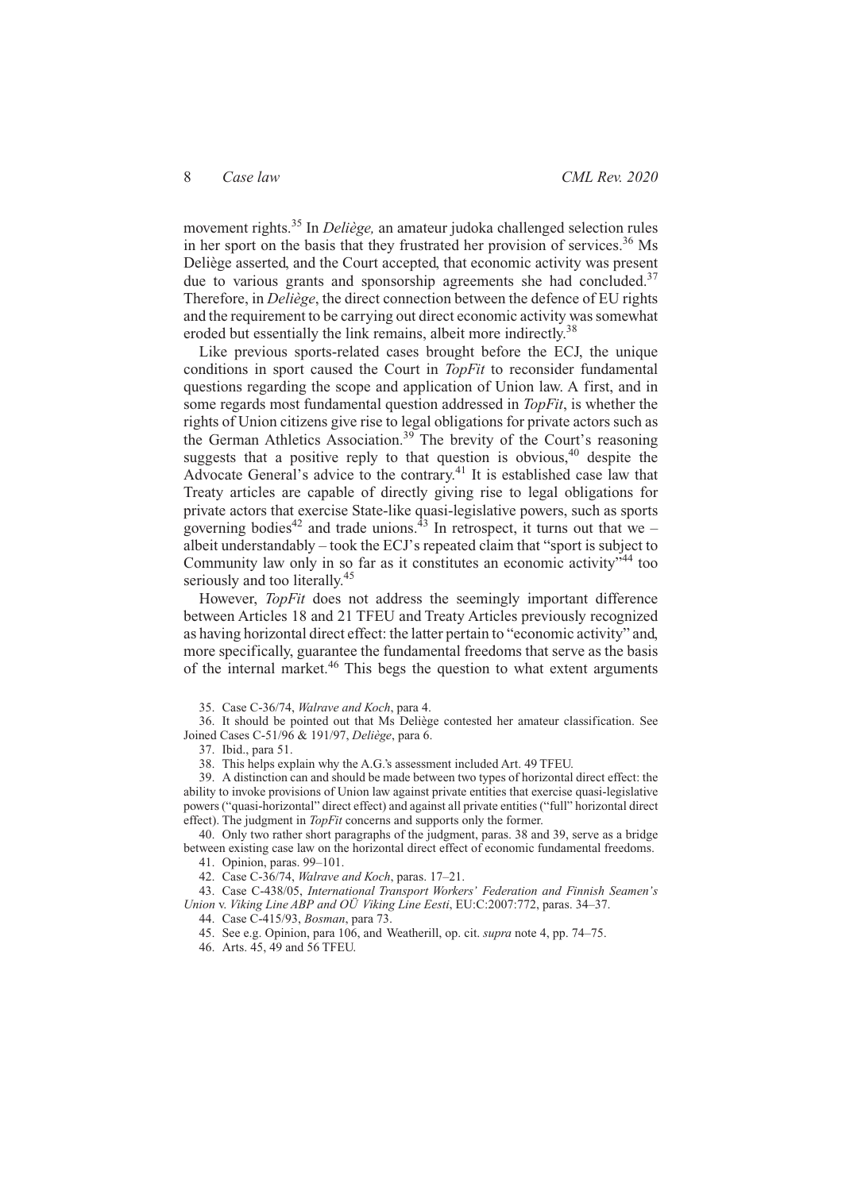movement rights.[35] In *Deliège,* an amateur judoka challenged selection rules in her sport on the basis that they frustrated her provision of services.[36] Ms Deliège asserted, and the Court accepted, that economic activity was present due to various grants and sponsorship agreements she had concluded.[37] Therefore, in *Deliège*, the direct connection between the defence of EU rights and the requirement to be carrying out direct economic activity was somewhat eroded but essentially the link remains, albeit more indirectly.[38]

Like previous sports-related cases brought before the ECJ, the unique conditions in sport caused the Court in *TopFit* to reconsider fundamental questions regarding the scope and application of Union law. A first, and in some regards most fundamental question addressed in *TopFit*, is whether the rights of Union citizens give rise to legal obligations for private actors such as the German Athletics Association.[39] The brevity of the Court's reasoning suggests that a positive reply to that question is obvious,[40] despite the Advocate General's advice to the contrary.[41] It is established case law that Treaty articles are capable of directly giving rise to legal obligations for private actors that exercise State-like quasi-legislative powers, such as sports governing bodies[42] and trade unions.[43] In retrospect, it turns out that we – albeit understandably – took the ECJ's repeated claim that "sport is subject to Community law only in so far as it constitutes an economic activity"[44] too seriously and too literally.[45]

However, *TopFit* does not address the seemingly important difference between Articles 18 and 21 TFEU and Treaty Articles previously recognized as having horizontal direct effect: the latter pertain to "economic activity" and, more specifically, guarantee the fundamental freedoms that serve as the basis of the internal market.[46] This begs the question to what extent arguments

35. Case C-36/74, *Walrave and Koch*, para 4.

36. It should be pointed out that Ms Deliège contested her amateur classification. See Joined Cases C-51/96 & 191/97, *Deliège*, para 6.

37. Ibid., para 51.

38. This helps explain why the A.G.'s assessment included Art. 49 TFEU.

39. A distinction can and should be made between two types of horizontal direct effect: the ability to invoke provisions of Union law against private entities that exercise quasi-legislative powers ("quasi-horizontal" direct effect) and against all private entities ("full" horizontal direct effect). The judgment in *TopFit* concerns and supports only the former.

40. Only two rather short paragraphs of the judgment, paras. 38 and 39, serve as a bridge between existing case law on the horizontal direct effect of economic fundamental freedoms.

41. Opinion, paras. 99–101.

42. Case C-36/74, *Walrave and Koch*, paras. 17–21.

43. Case C-438/05, *International Transport Workers' Federation and Finnish Seamen's Union* v. *Viking Line ABP and OÜ Viking Line Eesti*, EU:C:2007:772, paras. 34–37.

44. Case C-415/93, *Bosman*, para 73.

45. See e.g. Opinion, para 106, and Weatherill, op. cit. *supra* note 4, pp. 74–75.

46. Arts. 45, 49 and 56 TFEU.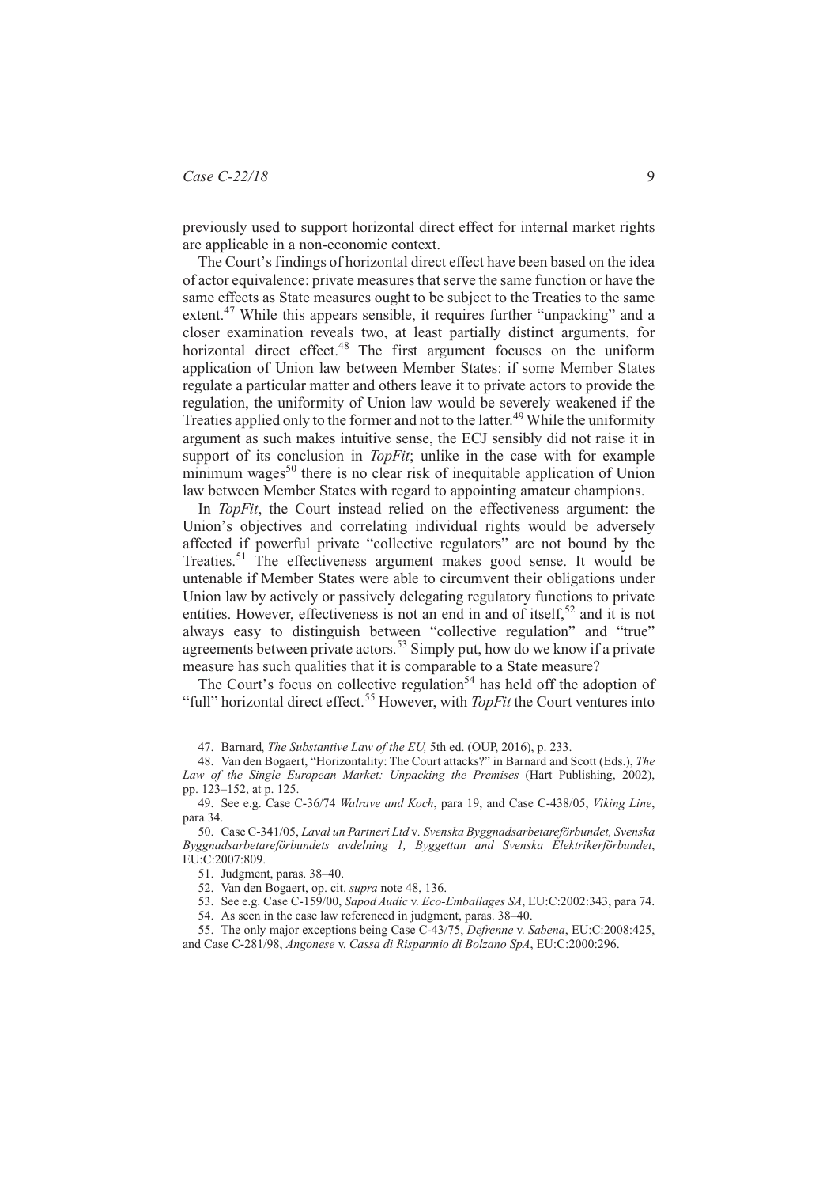previously used to support horizontal direct effect for internal market rights are applicable in a non-economic context.

The Court's findings of horizontal direct effect have been based on the idea of actor equivalence: private measures that serve the same function or have the same effects as State measures ought to be subject to the Treaties to the same extent.[47] While this appears sensible, it requires further "unpacking" and a closer examination reveals two, at least partially distinct arguments, for horizontal direct effect.[48] The first argument focuses on the uniform application of Union law between Member States: if some Member States regulate a particular matter and others leave it to private actors to provide the regulation, the uniformity of Union law would be severely weakened if the Treaties applied only to the former and not to the latter.[49] While the uniformity argument as such makes intuitive sense, the ECJ sensibly did not raise it in support of its conclusion in *TopFit*; unlike in the case with for example minimum wages[50] there is no clear risk of inequitable application of Union law between Member States with regard to appointing amateur champions.

In *TopFit*, the Court instead relied on the effectiveness argument: the Union's objectives and correlating individual rights would be adversely affected if powerful private "collective regulators" are not bound by the Treaties.[51] The effectiveness argument makes good sense. It would be untenable if Member States were able to circumvent their obligations under Union law by actively or passively delegating regulatory functions to private entities. However, effectiveness is not an end in and of itself,[52] and it is not always easy to distinguish between "collective regulation" and "true" agreements between private actors.[53] Simply put, how do we know if a private measure has such qualities that it is comparable to a State measure?

The Court's focus on collective regulation[54] has held off the adoption of "full" horizontal direct effect.[55] However, with *TopFit* the Court ventures into

47. Barnard, *The Substantive Law of the EU,* 5th ed. (OUP, 2016), p. 233.

48. Van den Bogaert, "Horizontality: The Court attacks?" in Barnard and Scott (Eds.), *The Law of the Single European Market: Unpacking the Premises* (Hart Publishing, 2002), pp. 123–152, at p. 125.

49. See e.g. Case C-36/74 *Walrave and Koch*, para 19, and Case C-438/05, *Viking Line*, para 34.

50. Case C-341/05, *Laval un Partneri Ltd* v. *Svenska Byggnadsarbetareförbundet, Svenska Byggnadsarbetareförbundets avdelning 1, Byggettan and Svenska Elektrikerförbundet*, EU:C:2007:809.

51. Judgment, paras. 38–40.

52. Van den Bogaert, op. cit. *supra* note 48, 136.

53. See e.g. Case C-159/00, *Sapod Audic* v. *Eco-Emballages SA*, EU:C:2002:343, para 74.

54. As seen in the case law referenced in judgment, paras. 38–40.

55. The only major exceptions being Case C-43/75, *Defrenne* v. *Sabena*, EU:C:2008:425, and Case C-281/98, *Angonese* v. *Cassa di Risparmio di Bolzano SpA*, EU:C:2000:296.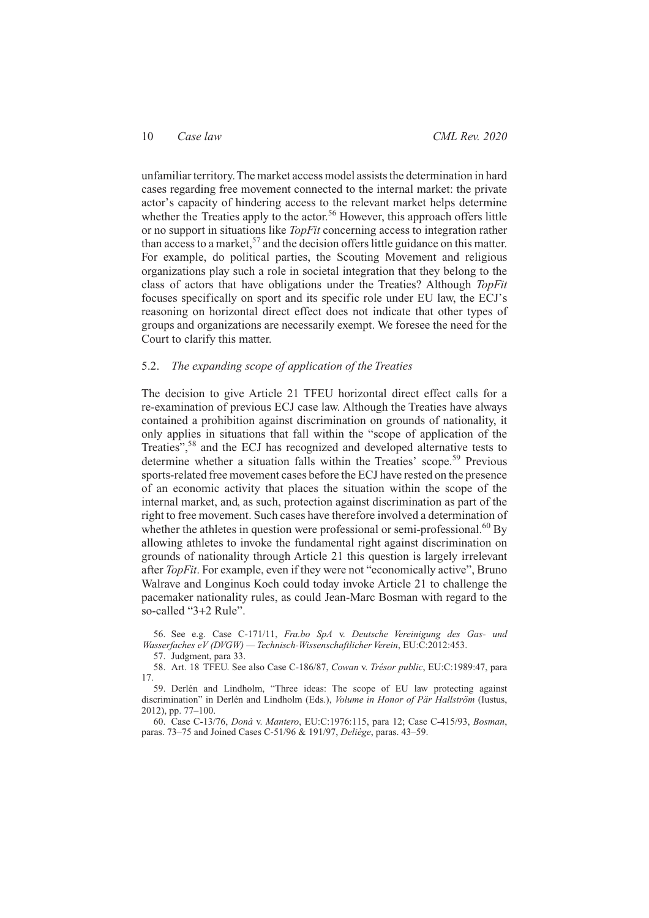unfamiliar territory. The market access model assists the determination in hard cases regarding free movement connected to the internal market: the private actor's capacity of hindering access to the relevant market helps determine whether the Treaties apply to the actor.[56] However, this approach offers little or no support in situations like *TopFit* concerning access to integration rather than access to a market,[57] and the decision offers little guidance on this matter. For example, do political parties, the Scouting Movement and religious organizations play such a role in societal integration that they belong to the class of actors that have obligations under the Treaties? Although *TopFit* focuses specifically on sport and its specific role under EU law, the ECJ's reasoning on horizontal direct effect does not indicate that other types of groups and organizations are necessarily exempt. We foresee the need for the Court to clarify this matter.

### 5.2. *The expanding scope of application of the Treaties*

The decision to give Article 21 TFEU horizontal direct effect calls for a re-examination of previous ECJ case law. Although the Treaties have always contained a prohibition against discrimination on grounds of nationality, it only applies in situations that fall within the "scope of application of the Treaties",[58] and the ECJ has recognized and developed alternative tests to determine whether a situation falls within the Treaties' scope.[59] Previous sports-related free movement cases before the ECJ have rested on the presence of an economic activity that places the situation within the scope of the internal market, and, as such, protection against discrimination as part of the right to free movement. Such cases have therefore involved a determination of whether the athletes in question were professional or semi-professional.[60] By allowing athletes to invoke the fundamental right against discrimination on grounds of nationality through Article 21 this question is largely irrelevant after *TopFit*. For example, even if they were not "economically active", Bruno Walrave and Longinus Koch could today invoke Article 21 to challenge the pacemaker nationality rules, as could Jean-Marc Bosman with regard to the so-called "3+2 Rule".

56. See e.g. Case C-171/11, *Fra.bo SpA* v. *Deutsche Vereinigung des Gas- und Wasserfaches eV (DVGW) — Technisch-Wissenschaftlicher Verein*, EU:C:2012:453.

57. Judgment, para 33.

58. Art. 18 TFEU. See also Case C-186/87, *Cowan* v. *Trésor public*, EU:C:1989:47, para 17.

59. Derlén and Lindholm, "Three ideas: The scope of EU law protecting against discrimination" in Derlén and Lindholm (Eds.), *Volume in Honor of Pär Hallström* (Iustus, 2012), pp. 77–100.

60. Case C-13/76, *Donà* v. *Mantero*, EU:C:1976:115, para 12; Case C-415/93, *Bosman*, paras. 73–75 and Joined Cases C-51/96 & 191/97, *Deliège*, paras. 43–59.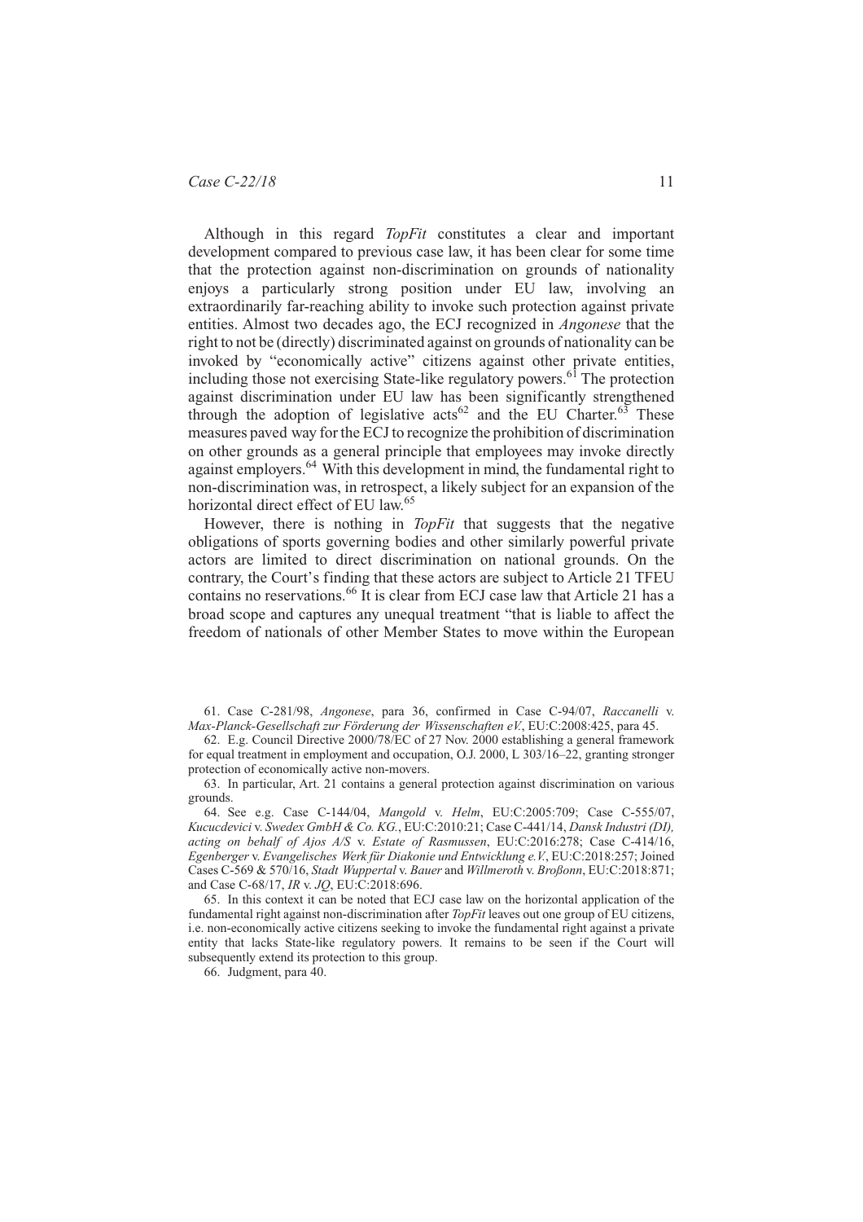Although in this regard *TopFit* constitutes a clear and important development compared to previous case law, it has been clear for some time that the protection against non-discrimination on grounds of nationality enjoys a particularly strong position under EU law, involving an extraordinarily far-reaching ability to invoke such protection against private entities. Almost two decades ago, the ECJ recognized in *Angonese* that the right to not be (directly) discriminated against on grounds of nationality can be invoked by "economically active" citizens against other private entities, including those not exercising State-like regulatory powers.[61] The protection against discrimination under EU law has been significantly strengthened through the adoption of legislative acts[62] and the EU Charter.[63] These measures paved way for the ECJ to recognize the prohibition of discrimination on other grounds as a general principle that employees may invoke directly against employers.[64] With this development in mind, the fundamental right to non-discrimination was, in retrospect, a likely subject for an expansion of the horizontal direct effect of EU law.[65]

However, there is nothing in *TopFit* that suggests that the negative obligations of sports governing bodies and other similarly powerful private actors are limited to direct discrimination on national grounds. On the contrary, the Court's finding that these actors are subject to Article 21 TFEU contains no reservations.[66] It is clear from ECJ case law that Article 21 has a broad scope and captures any unequal treatment "that is liable to affect the freedom of nationals of other Member States to move within the European

61. Case C-281/98, *Angonese*, para 36, confirmed in Case C-94/07, *Raccanelli* v. *Max-Planck-Gesellschaft zur Förderung der Wissenschaften eV*, EU:C:2008:425, para 45.

62. E.g. Council Directive 2000/78/EC of 27 Nov. 2000 establishing a general framework for equal treatment in employment and occupation, O.J. 2000, L 303/16–22, granting stronger protection of economically active non-movers.

63. In particular, Art. 21 contains a general protection against discrimination on various grounds.

64. See e.g. Case C-144/04, *Mangold* v. *Helm*, EU:C:2005:709; Case C-555/07, *Kucucdevici* v. *Swedex GmbH & Co. KG.*, EU:C:2010:21; Case C-441/14, *Dansk Industri (DI), acting on behalf of Ajos A/S* v. *Estate of Rasmussen*, EU:C:2016:278; Case C-414/16, *Egenberger* v. *Evangelisches Werk für Diakonie und Entwicklung e.V.*, EU:C:2018:257; Joined Cases C-569 & 570/16, *Stadt Wuppertal* v. *Bauer* and *Willmeroth* v. *Broßonn*, EU:C:2018:871; and Case C-68/17, *IR* v. *JQ*, EU:C:2018:696.

65. In this context it can be noted that ECJ case law on the horizontal application of the fundamental right against non-discrimination after *TopFit* leaves out one group of EU citizens, i.e. non-economically active citizens seeking to invoke the fundamental right against a private entity that lacks State-like regulatory powers. It remains to be seen if the Court will subsequently extend its protection to this group.

66. Judgment, para 40.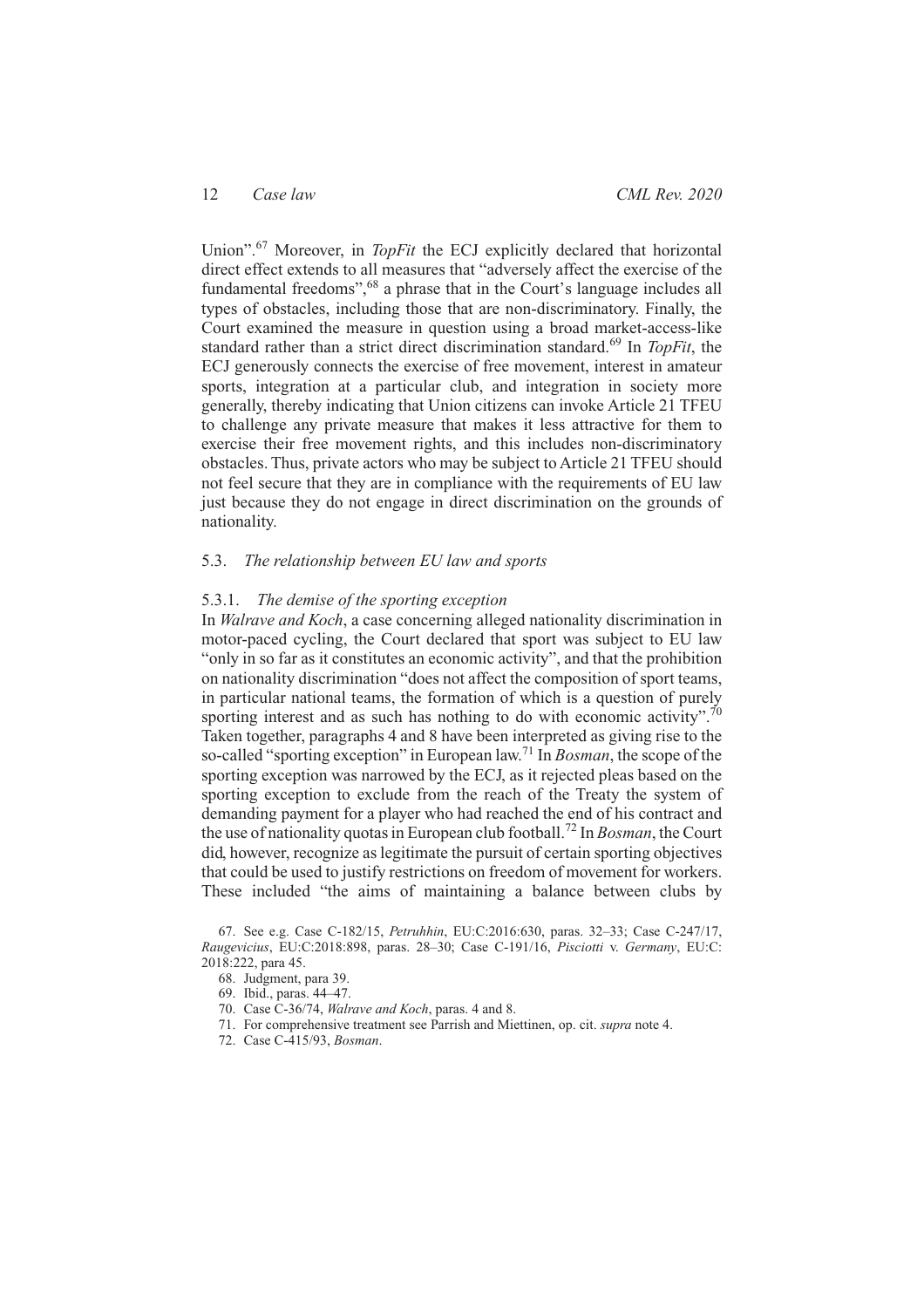Union".[67] Moreover, in *TopFit* the ECJ explicitly declared that horizontal direct effect extends to all measures that "adversely affect the exercise of the fundamental freedoms",[68] a phrase that in the Court's language includes all types of obstacles, including those that are non-discriminatory. Finally, the Court examined the measure in question using a broad market-access-like standard rather than a strict direct discrimination standard.[69] In *TopFit*, the ECJ generously connects the exercise of free movement, interest in amateur sports, integration at a particular club, and integration in society more generally, thereby indicating that Union citizens can invoke Article 21 TFEU to challenge any private measure that makes it less attractive for them to exercise their free movement rights, and this includes non-discriminatory obstacles. Thus, private actors who may be subject to Article 21 TFEU should not feel secure that they are in compliance with the requirements of EU law just because they do not engage in direct discrimination on the grounds of nationality.

### 5.3. *The relationship between EU law and sports*

#### 5.3.1. *The demise of the sporting exception*

In *Walrave and Koch*, a case concerning alleged nationality discrimination in motor-paced cycling, the Court declared that sport was subject to EU law "only in so far as it constitutes an economic activity", and that the prohibition on nationality discrimination "does not affect the composition of sport teams, in particular national teams, the formation of which is a question of purely sporting interest and as such has nothing to do with economic activity".[70] Taken together, paragraphs 4 and 8 have been interpreted as giving rise to the so-called "sporting exception" in European law.[71] In *Bosman*, the scope of the sporting exception was narrowed by the ECJ, as it rejected pleas based on the sporting exception to exclude from the reach of the Treaty the system of demanding payment for a player who had reached the end of his contract and the use of nationality quotas in European club football.[72] In *Bosman*, the Court did, however, recognize as legitimate the pursuit of certain sporting objectives that could be used to justify restrictions on freedom of movement for workers. These included "the aims of maintaining a balance between clubs by

67. See e.g. Case C-182/15, *Petruhhin*, EU:C:2016:630, paras. 32–33; Case C-247/17, *Raugevicius*, EU:C:2018:898, paras. 28–30; Case C-191/16, *Pisciotti* v. *Germany*, EU:C:2018:222, para 45.

68. Judgment, para 39.

69. Ibid., paras. 44–47.

70. Case C-36/74, *Walrave and Koch*, paras. 4 and 8.

71. For comprehensive treatment see Parrish and Miettinen, op. cit. *supra* note 4.

72. Case C-415/93, *Bosman*.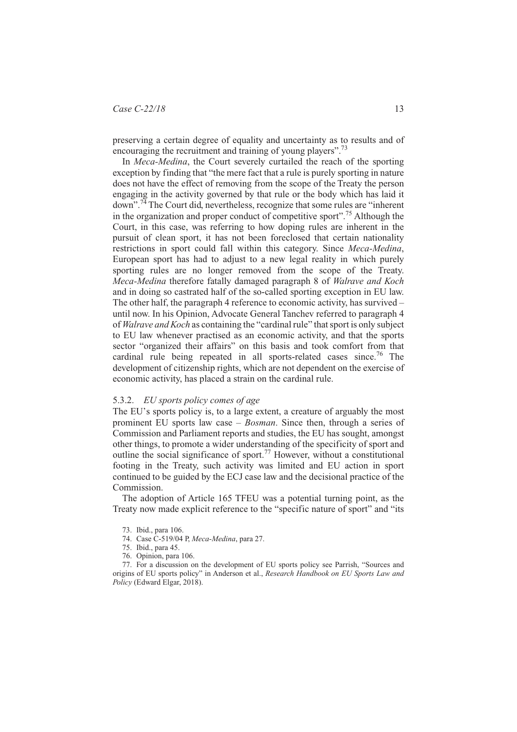preserving a certain degree of equality and uncertainty as to results and of encouraging the recruitment and training of young players".[73]

In *Meca-Medina*, the Court severely curtailed the reach of the sporting exception by finding that "the mere fact that a rule is purely sporting in nature does not have the effect of removing from the scope of the Treaty the person engaging in the activity governed by that rule or the body which has laid it down".[74] The Court did, nevertheless, recognize that some rules are "inherent in the organization and proper conduct of competitive sport".[75] Although the Court, in this case, was referring to how doping rules are inherent in the pursuit of clean sport, it has not been foreclosed that certain nationality restrictions in sport could fall within this category. Since *Meca-Medina*, European sport has had to adjust to a new legal reality in which purely sporting rules are no longer removed from the scope of the Treaty. *Meca-Medina* therefore fatally damaged paragraph 8 of *Walrave and Koch* and in doing so castrated half of the so-called sporting exception in EU law. The other half, the paragraph 4 reference to economic activity, has survived – until now. In his Opinion, Advocate General Tanchev referred to paragraph 4 of *Walrave and Koch* as containing the "cardinal rule" that sport is only subject to EU law whenever practised as an economic activity, and that the sports sector "organized their affairs" on this basis and took comfort from that cardinal rule being repeated in all sports-related cases since.[76] The development of citizenship rights, which are not dependent on the exercise of economic activity, has placed a strain on the cardinal rule.

### 5.3.2. *EU sports policy comes of age*

The EU's sports policy is, to a large extent, a creature of arguably the most prominent EU sports law case – *Bosman*. Since then, through a series of Commission and Parliament reports and studies, the EU has sought, amongst other things, to promote a wider understanding of the specificity of sport and outline the social significance of sport.[77] However, without a constitutional footing in the Treaty, such activity was limited and EU action in sport continued to be guided by the ECJ case law and the decisional practice of the Commission.

The adoption of Article 165 TFEU was a potential turning point, as the Treaty now made explicit reference to the "specific nature of sport" and "its

73. Ibid., para 106.

74. Case C-519/04 P, *Meca-Medina*, para 27.

75. Ibid., para 45.

76. Opinion, para 106.

77. For a discussion on the development of EU sports policy see Parrish, "Sources and origins of EU sports policy" in Anderson et al., *Research Handbook on EU Sports Law and Policy* (Edward Elgar, 2018).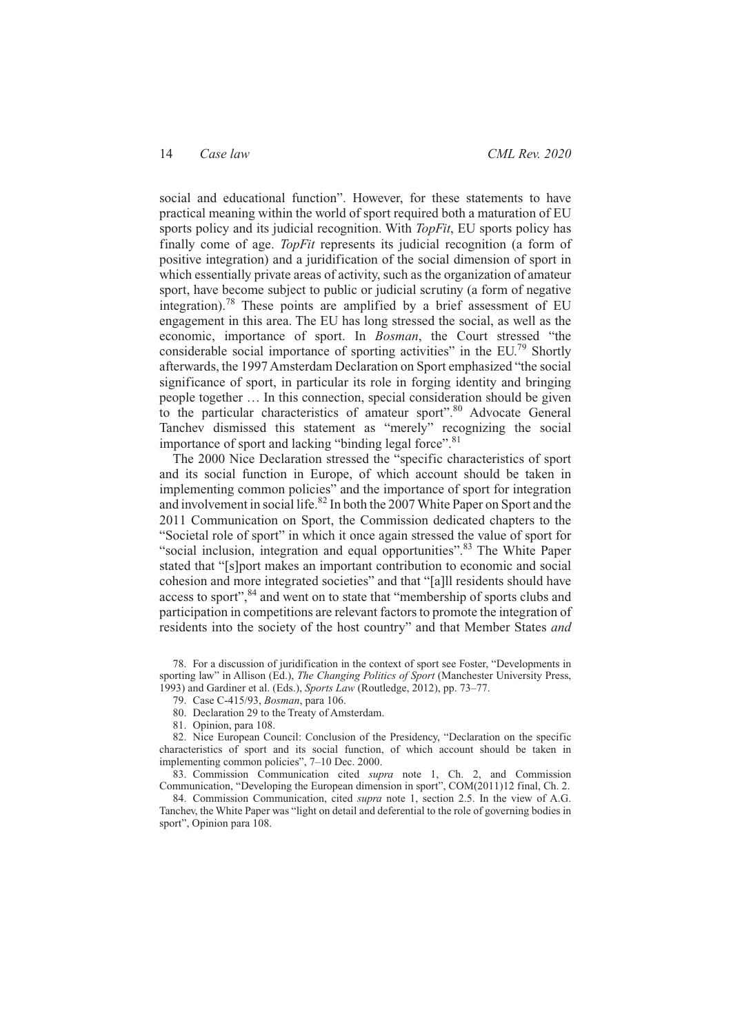social and educational function". However, for these statements to have practical meaning within the world of sport required both a maturation of EU sports policy and its judicial recognition. With *TopFit*, EU sports policy has finally come of age. *TopFit* represents its judicial recognition (a form of positive integration) and a juridification of the social dimension of sport in which essentially private areas of activity, such as the organization of amateur sport, have become subject to public or judicial scrutiny (a form of negative integration).[78] These points are amplified by a brief assessment of EU engagement in this area. The EU has long stressed the social, as well as the economic, importance of sport. In *Bosman*, the Court stressed "the considerable social importance of sporting activities" in the EU.[79] Shortly afterwards, the 1997 Amsterdam Declaration on Sport emphasized "the social significance of sport, in particular its role in forging identity and bringing people together … In this connection, special consideration should be given to the particular characteristics of amateur sport".[80] Advocate General Tanchev dismissed this statement as "merely" recognizing the social importance of sport and lacking "binding legal force".[81]

The 2000 Nice Declaration stressed the "specific characteristics of sport and its social function in Europe, of which account should be taken in implementing common policies" and the importance of sport for integration and involvement in social life.[82] In both the 2007 White Paper on Sport and the 2011 Communication on Sport, the Commission dedicated chapters to the "Societal role of sport" in which it once again stressed the value of sport for "social inclusion, integration and equal opportunities".[83] The White Paper stated that "[s]port makes an important contribution to economic and social cohesion and more integrated societies" and that "[a]ll residents should have access to sport",[84] and went on to state that "membership of sports clubs and participation in competitions are relevant factors to promote the integration of residents into the society of the host country" and that Member States *and*

78. For a discussion of juridification in the context of sport see Foster, "Developments in sporting law" in Allison (Ed.), *The Changing Politics of Sport* (Manchester University Press, 1993) and Gardiner et al. (Eds.), *Sports Law* (Routledge, 2012), pp. 73–77.

79. Case C-415/93, *Bosman*, para 106.

80. Declaration 29 to the Treaty of Amsterdam.

81. Opinion, para 108.

82. Nice European Council: Conclusion of the Presidency, "Declaration on the specific characteristics of sport and its social function, of which account should be taken in implementing common policies", 7–10 Dec. 2000.

83. Commission Communication cited *supra* note 1, Ch. 2, and Commission Communication, "Developing the European dimension in sport", COM(2011)12 final, Ch. 2.

84. Commission Communication, cited *supra* note 1, section 2.5. In the view of A.G. Tanchev, the White Paper was "light on detail and deferential to the role of governing bodies in sport", Opinion para 108.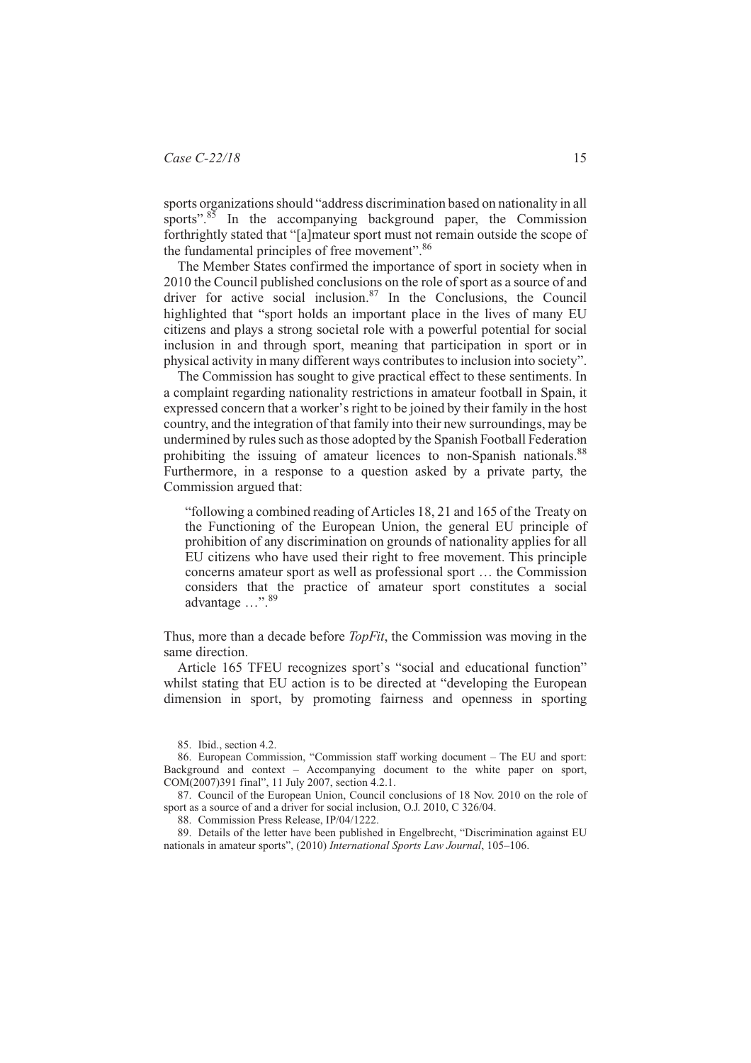sports organizations should "address discrimination based on nationality in all sports".[85] In the accompanying background paper, the Commission forthrightly stated that "[a]mateur sport must not remain outside the scope of the fundamental principles of free movement".[86]

The Member States confirmed the importance of sport in society when in 2010 the Council published conclusions on the role of sport as a source of and driver for active social inclusion.[87] In the Conclusions, the Council highlighted that "sport holds an important place in the lives of many EU citizens and plays a strong societal role with a powerful potential for social inclusion in and through sport, meaning that participation in sport or in physical activity in many different ways contributes to inclusion into society".

The Commission has sought to give practical effect to these sentiments. In a complaint regarding nationality restrictions in amateur football in Spain, it expressed concern that a worker's right to be joined by their family in the host country, and the integration of that family into their new surroundings, may be undermined by rules such as those adopted by the Spanish Football Federation prohibiting the issuing of amateur licences to non-Spanish nationals.[88] Furthermore, in a response to a question asked by a private party, the Commission argued that:

> "following a combined reading of Articles 18, 21 and 165 of the Treaty on the Functioning of the European Union, the general EU principle of prohibition of any discrimination on grounds of nationality applies for all EU citizens who have used their right to free movement. This principle concerns amateur sport as well as professional sport … the Commission considers that the practice of amateur sport constitutes a social advantage …".[89]

Thus, more than a decade before *TopFit*, the Commission was moving in the same direction.

Article 165 TFEU recognizes sport's "social and educational function" whilst stating that EU action is to be directed at "developing the European dimension in sport, by promoting fairness and openness in sporting

85. Ibid., section 4.2.

86. European Commission, "Commission staff working document – The EU and sport: Background and context – Accompanying document to the white paper on sport, COM(2007)391 final", 11 July 2007, section 4.2.1.

87. Council of the European Union, Council conclusions of 18 Nov. 2010 on the role of sport as a source of and a driver for social inclusion, O.J. 2010, C 326/04.

88. Commission Press Release, IP/04/1222.

89. Details of the letter have been published in Engelbrecht, "Discrimination against EU nationals in amateur sports", (2010) *International Sports Law Journal*, 105–106.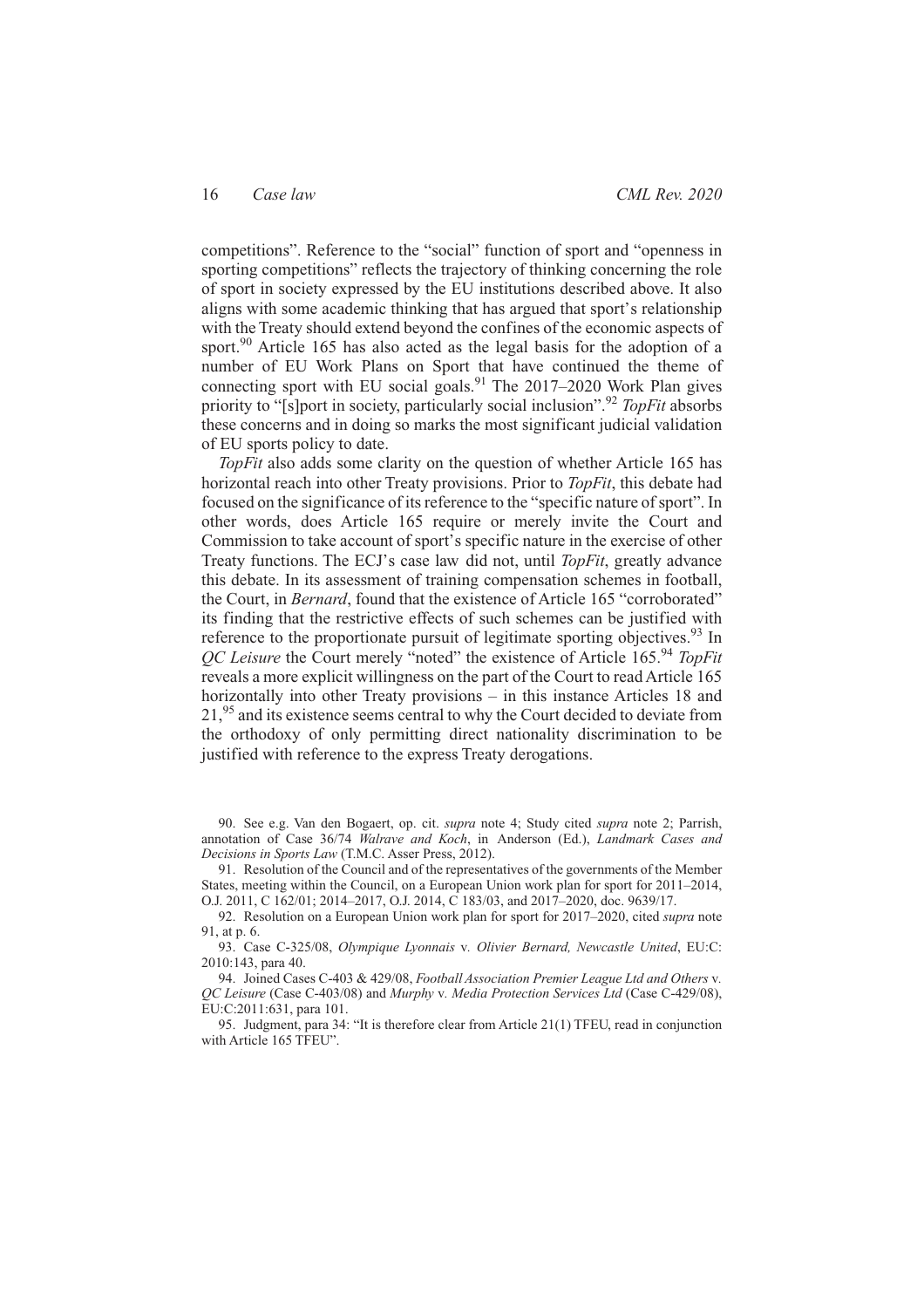competitions". Reference to the "social" function of sport and "openness in sporting competitions" reflects the trajectory of thinking concerning the role of sport in society expressed by the EU institutions described above. It also aligns with some academic thinking that has argued that sport's relationship with the Treaty should extend beyond the confines of the economic aspects of sport.[90] Article 165 has also acted as the legal basis for the adoption of a number of EU Work Plans on Sport that have continued the theme of connecting sport with EU social goals.[91] The 2017–2020 Work Plan gives priority to "[s]port in society, particularly social inclusion".[92] *TopFit* absorbs these concerns and in doing so marks the most significant judicial validation of EU sports policy to date.

*TopFit* also adds some clarity on the question of whether Article 165 has horizontal reach into other Treaty provisions. Prior to *TopFit*, this debate had focused on the significance of its reference to the "specific nature of sport". In other words, does Article 165 require or merely invite the Court and Commission to take account of sport's specific nature in the exercise of other Treaty functions. The ECJ's case law did not, until *TopFit*, greatly advance this debate. In its assessment of training compensation schemes in football, the Court, in *Bernard*, found that the existence of Article 165 "corroborated" its finding that the restrictive effects of such schemes can be justified with reference to the proportionate pursuit of legitimate sporting objectives.[93] In *QC Leisure* the Court merely "noted" the existence of Article 165.[94] *TopFit* reveals a more explicit willingness on the part of the Court to read Article 165 horizontally into other Treaty provisions – in this instance Articles 18 and 21,[95] and its existence seems central to why the Court decided to deviate from the orthodoxy of only permitting direct nationality discrimination to be justified with reference to the express Treaty derogations.

90. See e.g. Van den Bogaert, op. cit. *supra* note 4; Study cited *supra* note 2; Parrish, annotation of Case 36/74 *Walrave and Koch*, in Anderson (Ed.), *Landmark Cases and Decisions in Sports Law* (T.M.C. Asser Press, 2012).

91. Resolution of the Council and of the representatives of the governments of the Member States, meeting within the Council, on a European Union work plan for sport for 2011–2014, O.J. 2011, C 162/01; 2014–2017, O.J. 2014, C 183/03, and 2017–2020, doc. 9639/17.

92. Resolution on a European Union work plan for sport for 2017–2020, cited *supra* note 91, at p. 6.

93. Case C-325/08, *Olympique Lyonnais* v. *Olivier Bernard, Newcastle United*, EU:C:2010:143, para 40.

94. Joined Cases C-403 & 429/08, *Football Association Premier League Ltd and Others* v. *QC Leisure* (Case C-403/08) and *Murphy* v. *Media Protection Services Ltd* (Case C-429/08), EU:C:2011:631, para 101.

95. Judgment, para 34: "It is therefore clear from Article 21(1) TFEU, read in conjunction with Article 165 TFEU".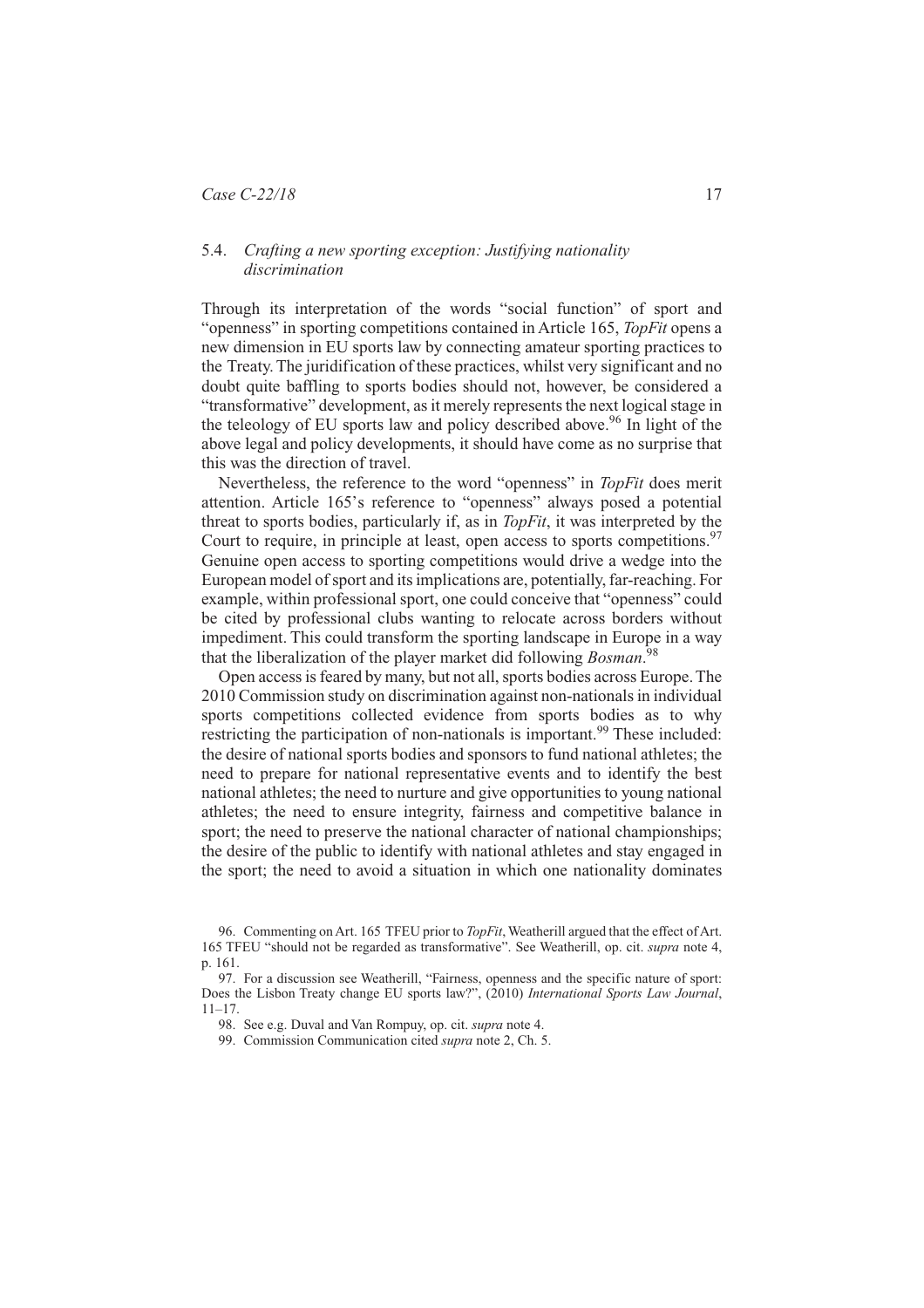### 5.4. *Crafting a new sporting exception: Justifying nationality discrimination*

Through its interpretation of the words "social function" of sport and "openness" in sporting competitions contained in Article 165, *TopFit* opens a new dimension in EU sports law by connecting amateur sporting practices to the Treaty. The juridification of these practices, whilst very significant and no doubt quite baffling to sports bodies should not, however, be considered a "transformative" development, as it merely represents the next logical stage in the teleology of EU sports law and policy described above.[96] In light of the above legal and policy developments, it should have come as no surprise that this was the direction of travel.

Nevertheless, the reference to the word "openness" in *TopFit* does merit attention. Article 165's reference to "openness" always posed a potential threat to sports bodies, particularly if, as in *TopFit*, it was interpreted by the Court to require, in principle at least, open access to sports competitions.[97] Genuine open access to sporting competitions would drive a wedge into the European model of sport and its implications are, potentially, far-reaching. For example, within professional sport, one could conceive that "openness" could be cited by professional clubs wanting to relocate across borders without impediment. This could transform the sporting landscape in Europe in a way that the liberalization of the player market did following *Bosman*.[98]

Open access is feared by many, but not all, sports bodies across Europe. The 2010 Commission study on discrimination against non-nationals in individual sports competitions collected evidence from sports bodies as to why restricting the participation of non-nationals is important.[99] These included: the desire of national sports bodies and sponsors to fund national athletes; the need to prepare for national representative events and to identify the best national athletes; the need to nurture and give opportunities to young national athletes; the need to ensure integrity, fairness and competitive balance in sport; the need to preserve the national character of national championships; the desire of the public to identify with national athletes and stay engaged in the sport; the need to avoid a situation in which one nationality dominates

96. Commenting on Art. 165 TFEU prior to *TopFit*, Weatherill argued that the effect of Art. 165 TFEU "should not be regarded as transformative". See Weatherill, op. cit. *supra* note 4, p. 161.

97. For a discussion see Weatherill, "Fairness, openness and the specific nature of sport: Does the Lisbon Treaty change EU sports law?", (2010) *International Sports Law Journal*, 11–17.

98. See e.g. Duval and Van Rompuy, op. cit. *supra* note 4.

99. Commission Communication cited *supra* note 2, Ch. 5.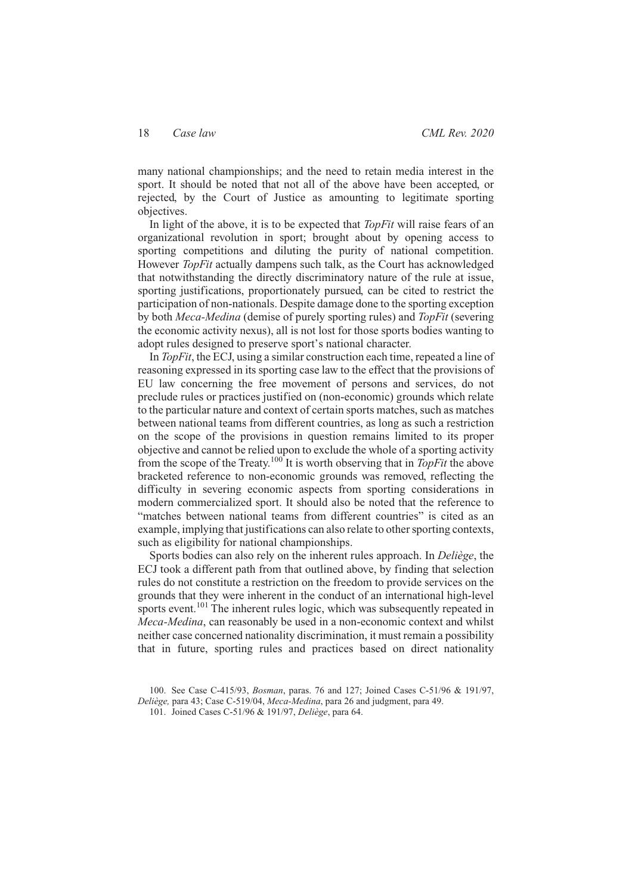many national championships; and the need to retain media interest in the sport. It should be noted that not all of the above have been accepted, or rejected, by the Court of Justice as amounting to legitimate sporting objectives.

In light of the above, it is to be expected that *TopFit* will raise fears of an organizational revolution in sport; brought about by opening access to sporting competitions and diluting the purity of national competition. However *TopFit* actually dampens such talk, as the Court has acknowledged that notwithstanding the directly discriminatory nature of the rule at issue, sporting justifications, proportionately pursued, can be cited to restrict the participation of non-nationals. Despite damage done to the sporting exception by both *Meca-Medina* (demise of purely sporting rules) and *TopFit* (severing the economic activity nexus), all is not lost for those sports bodies wanting to adopt rules designed to preserve sport's national character.

In *TopFit*, the ECJ, using a similar construction each time, repeated a line of reasoning expressed in its sporting case law to the effect that the provisions of EU law concerning the free movement of persons and services, do not preclude rules or practices justified on (non-economic) grounds which relate to the particular nature and context of certain sports matches, such as matches between national teams from different countries, as long as such a restriction on the scope of the provisions in question remains limited to its proper objective and cannot be relied upon to exclude the whole of a sporting activity from the scope of the Treaty.[100] It is worth observing that in *TopFit* the above bracketed reference to non-economic grounds was removed, reflecting the difficulty in severing economic aspects from sporting considerations in modern commercialized sport. It should also be noted that the reference to "matches between national teams from different countries" is cited as an example, implying that justifications can also relate to other sporting contexts, such as eligibility for national championships.

Sports bodies can also rely on the inherent rules approach. In *Deliège*, the ECJ took a different path from that outlined above, by finding that selection rules do not constitute a restriction on the freedom to provide services on the grounds that they were inherent in the conduct of an international high-level sports event.[101] The inherent rules logic, which was subsequently repeated in *Meca-Medina*, can reasonably be used in a non-economic context and whilst neither case concerned nationality discrimination, it must remain a possibility that in future, sporting rules and practices based on direct nationality

100. See Case C-415/93, *Bosman*, paras. 76 and 127; Joined Cases C-51/96 & 191/97, *Deliège,* para 43; Case C-519/04, *Meca-Medina*, para 26 and judgment, para 49.

101. Joined Cases C-51/96 & 191/97, *Deliège*, para 64.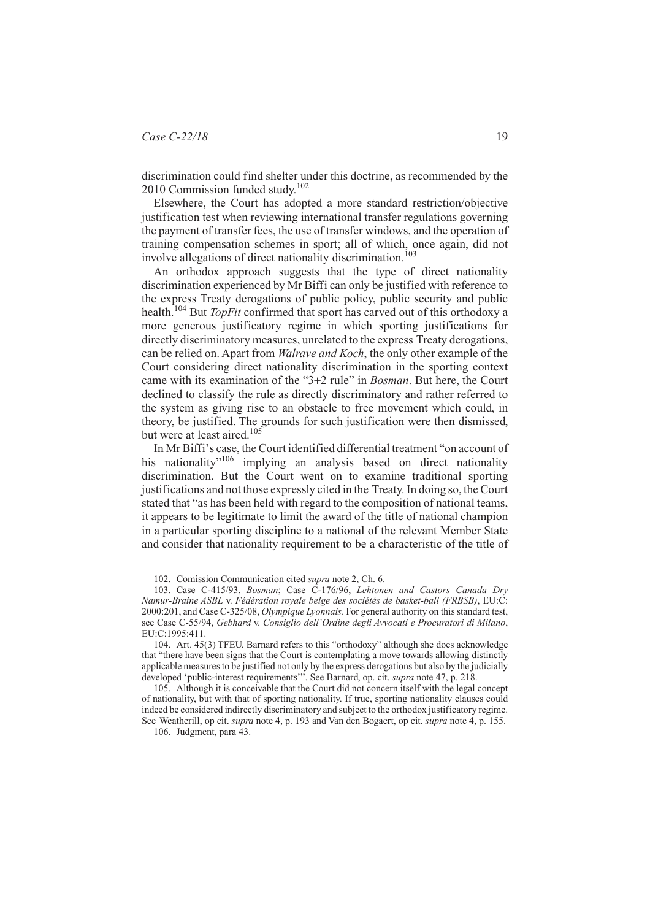discrimination could find shelter under this doctrine, as recommended by the 2010 Commission funded study.[102]

Elsewhere, the Court has adopted a more standard restriction/objective justification test when reviewing international transfer regulations governing the payment of transfer fees, the use of transfer windows, and the operation of training compensation schemes in sport; all of which, once again, did not involve allegations of direct nationality discrimination.[103]

An orthodox approach suggests that the type of direct nationality discrimination experienced by Mr Biffi can only be justified with reference to the express Treaty derogations of public policy, public security and public health.[104] But *TopFit* confirmed that sport has carved out of this orthodoxy a more generous justificatory regime in which sporting justifications for directly discriminatory measures, unrelated to the express Treaty derogations, can be relied on. Apart from *Walrave and Koch*, the only other example of the Court considering direct nationality discrimination in the sporting context came with its examination of the "3+2 rule" in *Bosman*. But here, the Court declined to classify the rule as directly discriminatory and rather referred to the system as giving rise to an obstacle to free movement which could, in theory, be justified. The grounds for such justification were then dismissed, but were at least aired.[105]

In Mr Biffi's case, the Court identified differential treatment "on account of his nationality"[106] implying an analysis based on direct nationality discrimination. But the Court went on to examine traditional sporting justifications and not those expressly cited in the Treaty. In doing so, the Court stated that "as has been held with regard to the composition of national teams, it appears to be legitimate to limit the award of the title of national champion in a particular sporting discipline to a national of the relevant Member State and consider that nationality requirement to be a characteristic of the title of

102. Comission Communication cited *supra* note 2, Ch. 6.

103. Case C-415/93, *Bosman*; Case C-176/96, *Lehtonen and Castors Canada Dry Namur-Braine ASBL* v. *Fédération royale belge des sociétés de basket-ball (FRBSB)*, EU:C:2000:201, and Case C-325/08, *Olympique Lyonnais*. For general authority on this standard test, see Case C-55/94, *Gebhard* v. *Consiglio dell'Ordine degli Avvocati e Procuratori di Milano*, EU:C:1995:411.

104. Art. 45(3) TFEU. Barnard refers to this "orthodoxy" although she does acknowledge that "there have been signs that the Court is contemplating a move towards allowing distinctly applicable measures to be justified not only by the express derogations but also by the judicially developed 'public-interest requirements'". See Barnard, op. cit. *supra* note 47, p. 218.

105. Although it is conceivable that the Court did not concern itself with the legal concept of nationality, but with that of sporting nationality. If true, sporting nationality clauses could indeed be considered indirectly discriminatory and subject to the orthodox justificatory regime. See Weatherill, op cit. *supra* note 4, p. 193 and Van den Bogaert, op cit. *supra* note 4, p. 155.

106. Judgment, para 43.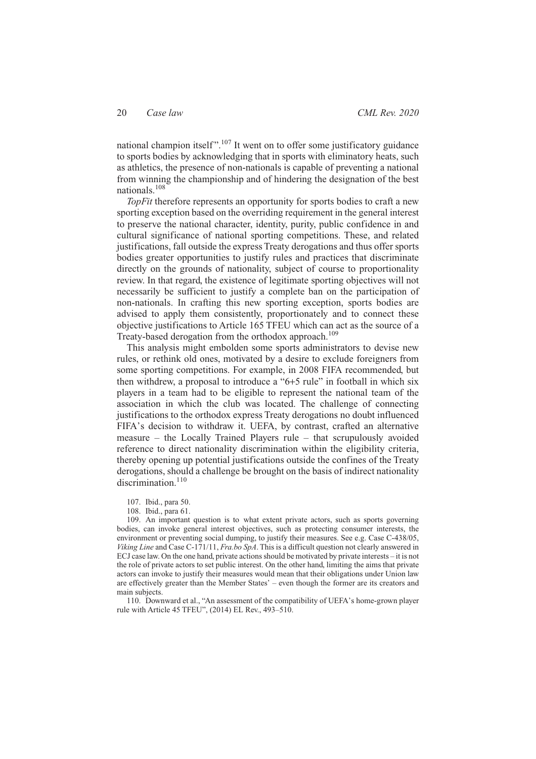national champion itself".[107] It went on to offer some justificatory guidance to sports bodies by acknowledging that in sports with eliminatory heats, such as athletics, the presence of non-nationals is capable of preventing a national from winning the championship and of hindering the designation of the best nationals.[108]

*TopFit* therefore represents an opportunity for sports bodies to craft a new sporting exception based on the overriding requirement in the general interest to preserve the national character, identity, purity, public confidence in and cultural significance of national sporting competitions. These, and related justifications, fall outside the express Treaty derogations and thus offer sports bodies greater opportunities to justify rules and practices that discriminate directly on the grounds of nationality, subject of course to proportionality review. In that regard, the existence of legitimate sporting objectives will not necessarily be sufficient to justify a complete ban on the participation of non-nationals. In crafting this new sporting exception, sports bodies are advised to apply them consistently, proportionately and to connect these objective justifications to Article 165 TFEU which can act as the source of a Treaty-based derogation from the orthodox approach.[109]

This analysis might embolden some sports administrators to devise new rules, or rethink old ones, motivated by a desire to exclude foreigners from some sporting competitions. For example, in 2008 FIFA recommended, but then withdrew, a proposal to introduce a "6+5 rule" in football in which six players in a team had to be eligible to represent the national team of the association in which the club was located. The challenge of connecting justifications to the orthodox express Treaty derogations no doubt influenced FIFA's decision to withdraw it. UEFA, by contrast, crafted an alternative measure – the Locally Trained Players rule – that scrupulously avoided reference to direct nationality discrimination within the eligibility criteria, thereby opening up potential justifications outside the confines of the Treaty derogations, should a challenge be brought on the basis of indirect nationality discrimination.[110]

107. Ibid., para 50.

108. Ibid., para 61.

109. An important question is to what extent private actors, such as sports governing bodies, can invoke general interest objectives, such as protecting consumer interests, the environment or preventing social dumping, to justify their measures. See e.g. Case C-438/05, *Viking Line* and Case C-171/11, *Fra.bo SpA*. This is a difficult question not clearly answered in ECJ case law. On the one hand, private actions should be motivated by private interests – it is not the role of private actors to set public interest. On the other hand, limiting the aims that private actors can invoke to justify their measures would mean that their obligations under Union law are effectively greater than the Member States' – even though the former are its creators and main subjects.

110. Downward et al., "An assessment of the compatibility of UEFA's home-grown player rule with Article 45 TFEU", (2014) EL Rev., 493–510.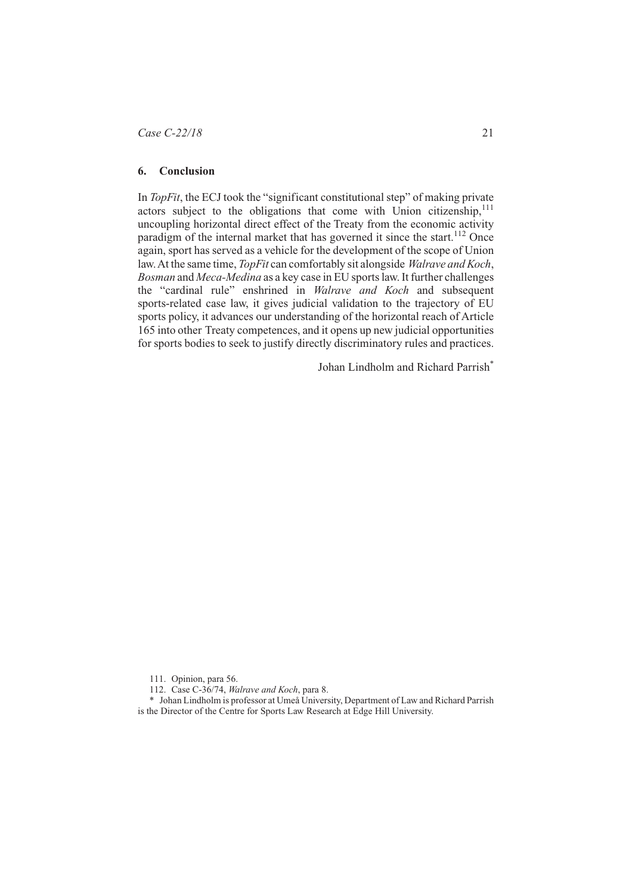## 6. Conclusion

In *TopFit*, the ECJ took the "significant constitutional step" of making private actors subject to the obligations that come with Union citizenship,[111] uncoupling horizontal direct effect of the Treaty from the economic activity paradigm of the internal market that has governed it since the start.[112] Once again, sport has served as a vehicle for the development of the scope of Union law. At the same time, *TopFit* can comfortably sit alongside *Walrave and Koch*, *Bosman* and *Meca-Medina* as a key case in EU sports law. It further challenges the "cardinal rule" enshrined in *Walrave and Koch* and subsequent sports-related case law, it gives judicial validation to the trajectory of EU sports policy, it advances our understanding of the horizontal reach of Article 165 into other Treaty competences, and it opens up new judicial opportunities for sports bodies to seek to justify directly discriminatory rules and practices.

Johan Lindholm and Richard Parrish[*]

111. Opinion, para 56.

112. Case C-36/74, *Walrave and Koch*, para 8.

\* Johan Lindholm is professor at Umeå University, Department of Law and Richard Parrish is the Director of the Centre for Sports Law Research at Edge Hill University.